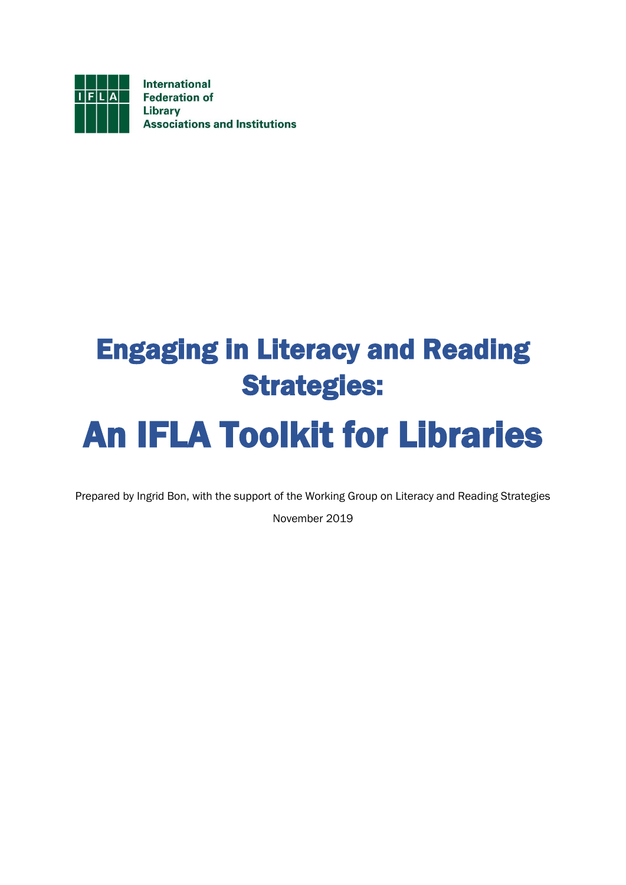International Federation of Library Associations and Institutions

# Engaging in Literacy and Reading Strategies:

# An IFLA Toolkit for Libraries

Prepared by Ingrid Bon, with the support of the Working Group on Literacy and Reading Strategies

November 2019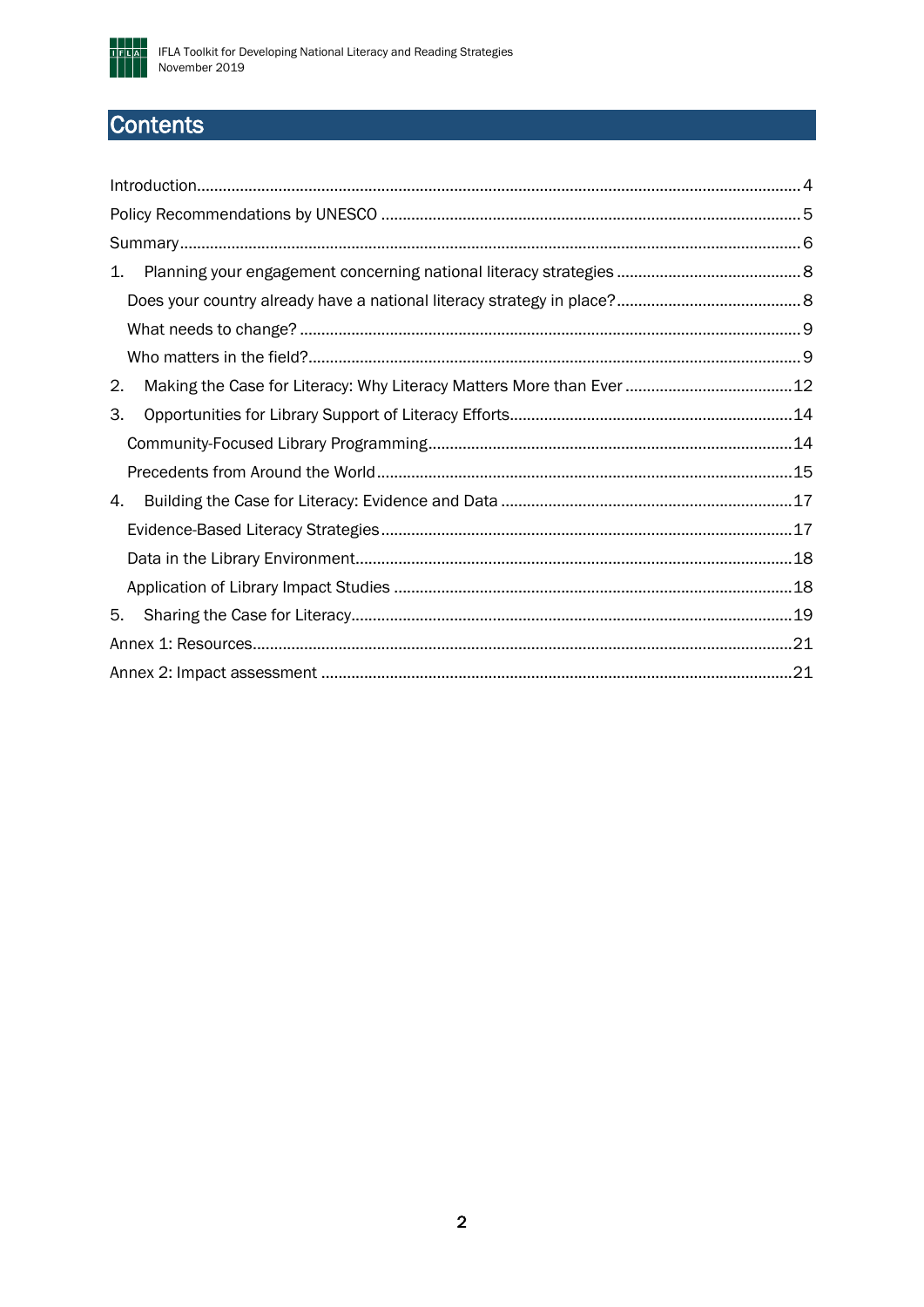# Contents

- Introduction ... 4
- Policy Recommendations by UNESCO ... 5
- Summary ... 6
- 1. Planning your engagement concerning national literacy strategies ... 8
  - Does your country already have a national literacy strategy in place? ... 8
  - What needs to change? ... 9
  - Who matters in the field? ... 9
- 2. Making the Case for Literacy: Why Literacy Matters More than Ever ... 12
- 3. Opportunities for Library Support of Literacy Efforts ... 14
  - Community-Focused Library Programming ... 14
  - Precedents from Around the World ... 15
- 4. Building the Case for Literacy: Evidence and Data ... 17
  - Evidence-Based Literacy Strategies ... 17
  - Data in the Library Environment ... 18
  - Application of Library Impact Studies ... 18
- 5. Sharing the Case for Literacy ... 19
- Annex 1: Resources ... 21
- Annex 2: Impact assessment ... 21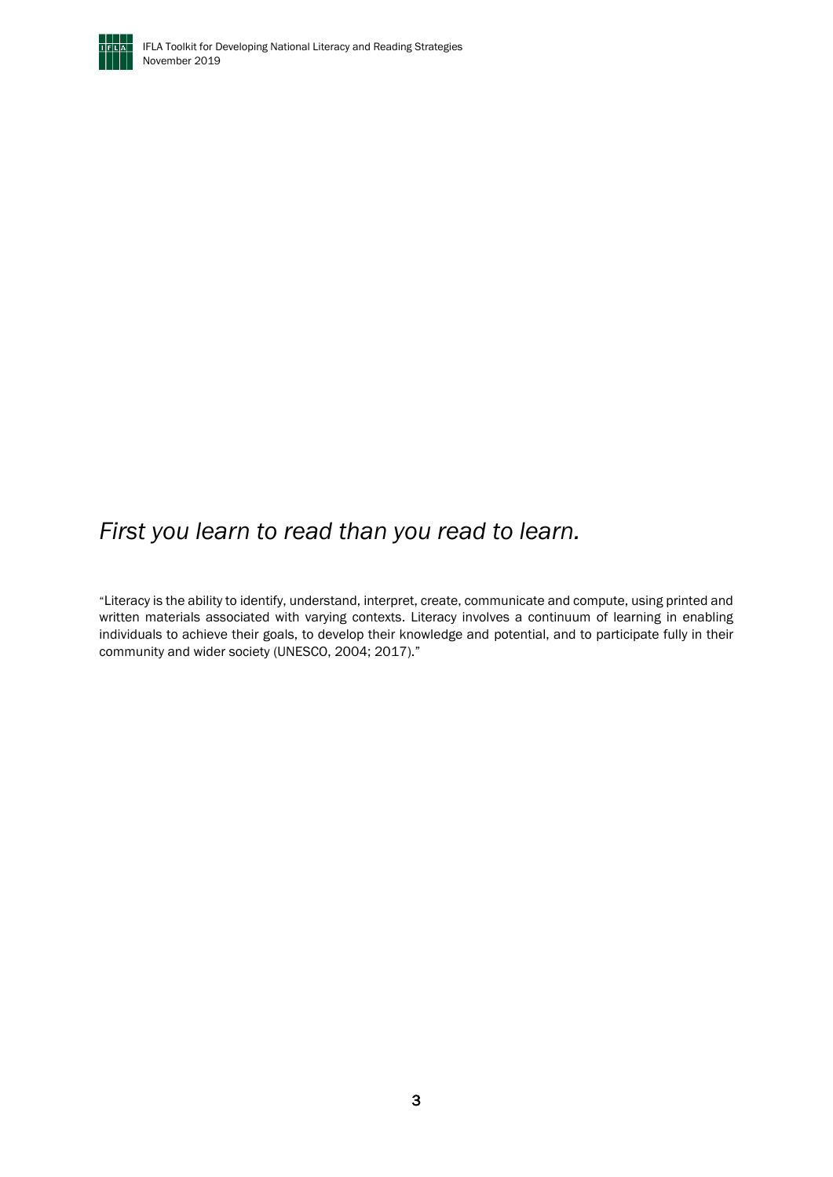*First you learn to read than you read to learn.*

"Literacy is the ability to identify, understand, interpret, create, communicate and compute, using printed and written materials associated with varying contexts. Literacy involves a continuum of learning in enabling individuals to achieve their goals, to develop their knowledge and potential, and to participate fully in their community and wider society (UNESCO, 2004; 2017)."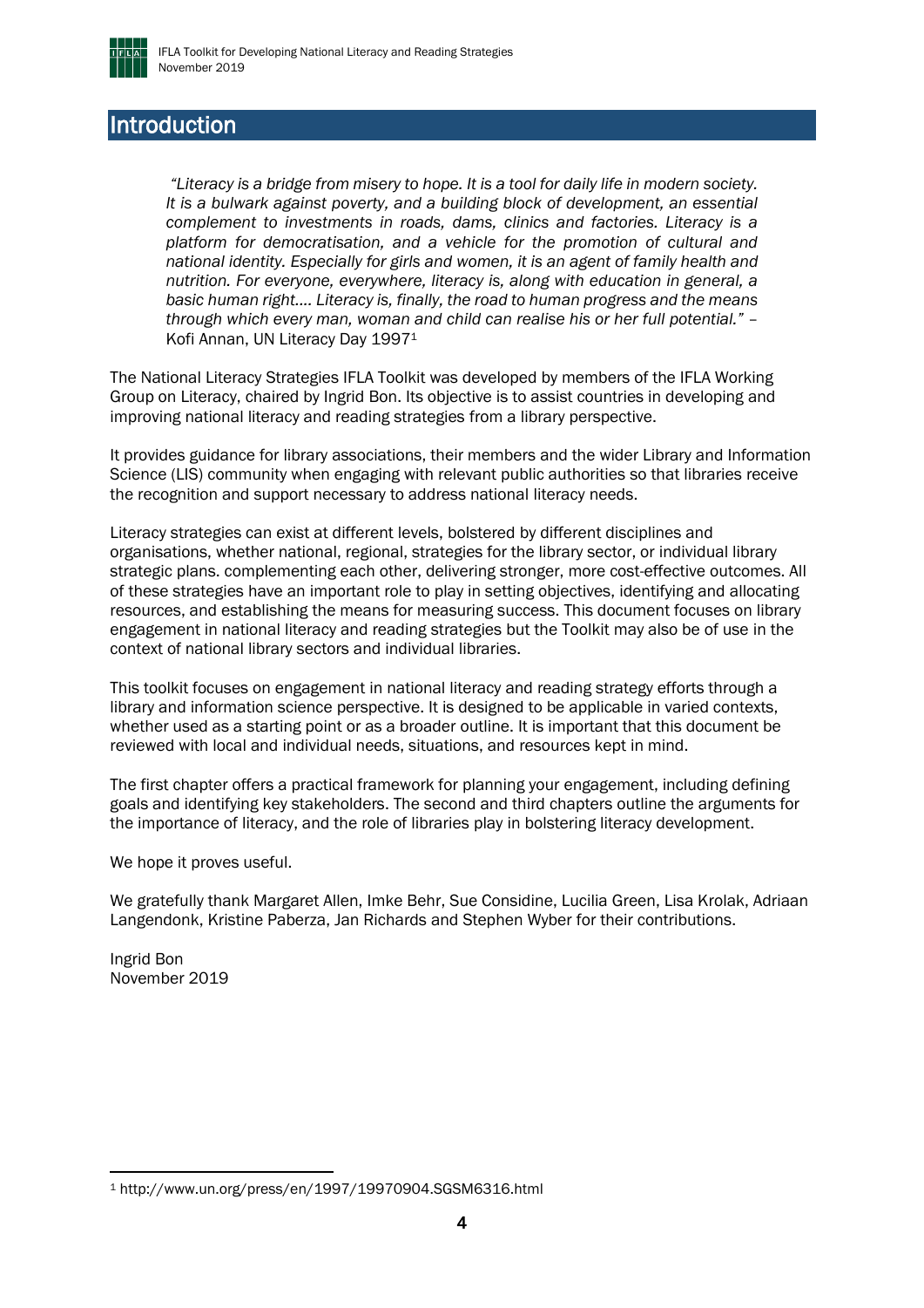# Introduction

> *"Literacy is a bridge from misery to hope. It is a tool for daily life in modern society. It is a bulwark against poverty, and a building block of development, an essential complement to investments in roads, dams, clinics and factories. Literacy is a platform for democratisation, and a vehicle for the promotion of cultural and national identity. Especially for girls and women, it is an agent of family health and nutrition. For everyone, everywhere, literacy is, along with education in general, a basic human right.... Literacy is, finally, the road to human progress and the means through which every man, woman and child can realise his or her full potential."* – Kofi Annan, UN Literacy Day 1997[1]

The National Literacy Strategies IFLA Toolkit was developed by members of the IFLA Working Group on Literacy, chaired by Ingrid Bon. Its objective is to assist countries in developing and improving national literacy and reading strategies from a library perspective.

It provides guidance for library associations, their members and the wider Library and Information Science (LIS) community when engaging with relevant public authorities so that libraries receive the recognition and support necessary to address national literacy needs.

Literacy strategies can exist at different levels, bolstered by different disciplines and organisations, whether national, regional, strategies for the library sector, or individual library strategic plans. complementing each other, delivering stronger, more cost-effective outcomes. All of these strategies have an important role to play in setting objectives, identifying and allocating resources, and establishing the means for measuring success. This document focuses on library engagement in national literacy and reading strategies but the Toolkit may also be of use in the context of national library sectors and individual libraries.

This toolkit focuses on engagement in national literacy and reading strategy efforts through a library and information science perspective. It is designed to be applicable in varied contexts, whether used as a starting point or as a broader outline. It is important that this document be reviewed with local and individual needs, situations, and resources kept in mind.

The first chapter offers a practical framework for planning your engagement, including defining goals and identifying key stakeholders. The second and third chapters outline the arguments for the importance of literacy, and the role of libraries play in bolstering literacy development.

We hope it proves useful.

We gratefully thank Margaret Allen, Imke Behr, Sue Considine, Lucilia Green, Lisa Krolak, Adriaan Langendonk, Kristine Paberza, Jan Richards and Stephen Wyber for their contributions.

Ingrid Bon
November 2019

---

[1] http://www.un.org/press/en/1997/19970904.SGSM6316.html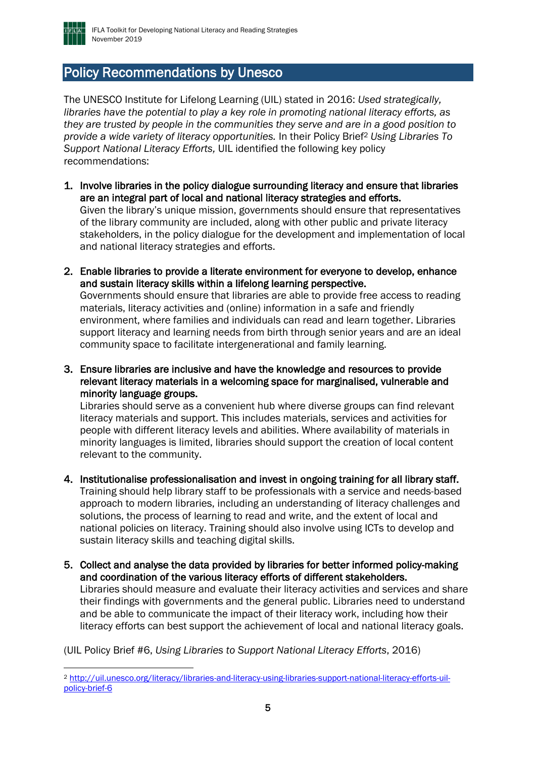## Policy Recommendations by Unesco

The UNESCO Institute for Lifelong Learning (UIL) stated in 2016: *Used strategically, libraries have the potential to play a key role in promoting national literacy efforts, as they are trusted by people in the communities they serve and are in a good position to provide a wide variety of literacy opportunities.* In their Policy Brief[2] *Using Libraries To Support National Literacy Efforts,* UIL identified the following key policy recommendations:

1. **Involve libraries in the policy dialogue surrounding literacy and ensure that libraries are an integral part of local and national literacy strategies and efforts.**
   Given the library's unique mission, governments should ensure that representatives of the library community are included, along with other public and private literacy stakeholders, in the policy dialogue for the development and implementation of local and national literacy strategies and efforts.

2. **Enable libraries to provide a literate environment for everyone to develop, enhance and sustain literacy skills within a lifelong learning perspective.**
   Governments should ensure that libraries are able to provide free access to reading materials, literacy activities and (online) information in a safe and friendly environment, where families and individuals can read and learn together. Libraries support literacy and learning needs from birth through senior years and are an ideal community space to facilitate intergenerational and family learning.

3. **Ensure libraries are inclusive and have the knowledge and resources to provide relevant literacy materials in a welcoming space for marginalised, vulnerable and minority language groups.**
   Libraries should serve as a convenient hub where diverse groups can find relevant literacy materials and support. This includes materials, services and activities for people with different literacy levels and abilities. Where availability of materials in minority languages is limited, libraries should support the creation of local content relevant to the community.

4. **Institutionalise professionalisation and invest in ongoing training for all library staff.**
   Training should help library staff to be professionals with a service and needs-based approach to modern libraries, including an understanding of literacy challenges and solutions, the process of learning to read and write, and the extent of local and national policies on literacy. Training should also involve using ICTs to develop and sustain literacy skills and teaching digital skills.

5. **Collect and analyse the data provided by libraries for better informed policy-making and coordination of the various literacy efforts of different stakeholders.**
   Libraries should measure and evaluate their literacy activities and services and share their findings with governments and the general public. Libraries need to understand and be able to communicate the impact of their literacy work, including how their literacy efforts can best support the achievement of local and national literacy goals.

(UIL Policy Brief #6, *Using Libraries to Support National Literacy Efforts*, 2016)

---

[2] http://uil.unesco.org/literacy/libraries-and-literacy-using-libraries-support-national-literacy-efforts-uil-policy-brief-6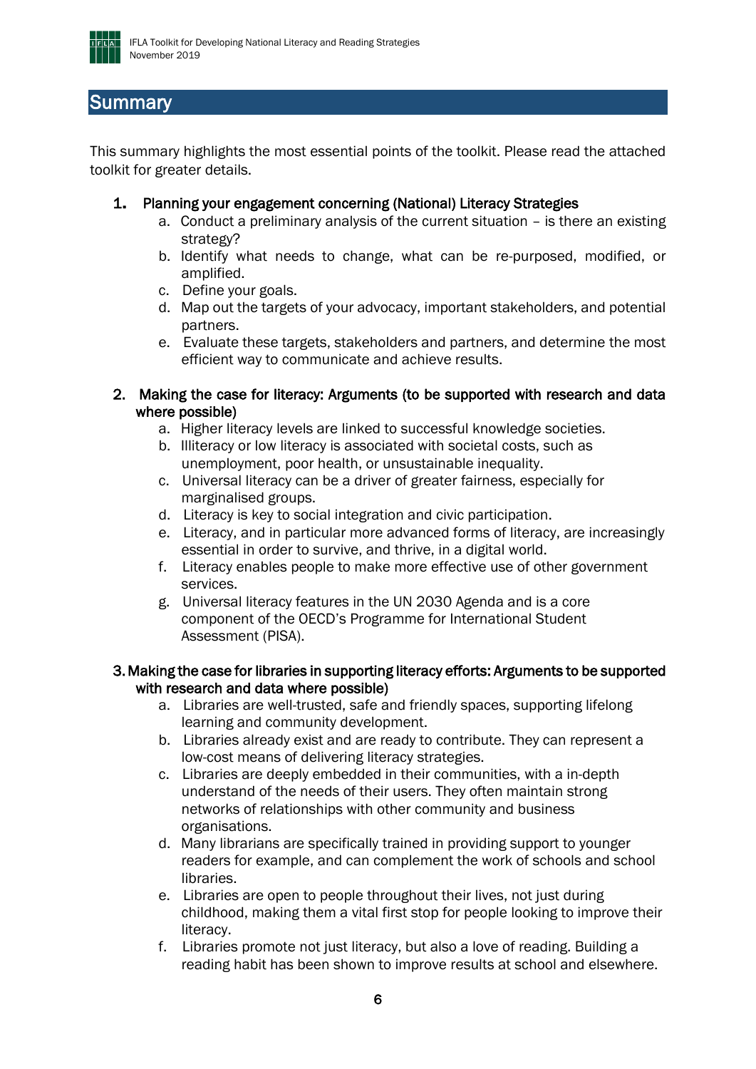## Summary

This summary highlights the most essential points of the toolkit. Please read the attached toolkit for greater details.

1. **Planning your engagement concerning (National) Literacy Strategies**
   a. Conduct a preliminary analysis of the current situation – is there an existing strategy?
   b. Identify what needs to change, what can be re-purposed, modified, or amplified.
   c. Define your goals.
   d. Map out the targets of your advocacy, important stakeholders, and potential partners.
   e. Evaluate these targets, stakeholders and partners, and determine the most efficient way to communicate and achieve results.

2. **Making the case for literacy: Arguments (to be supported with research and data where possible)**
   a. Higher literacy levels are linked to successful knowledge societies.
   b. Illiteracy or low literacy is associated with societal costs, such as unemployment, poor health, or unsustainable inequality.
   c. Universal literacy can be a driver of greater fairness, especially for marginalised groups.
   d. Literacy is key to social integration and civic participation.
   e. Literacy, and in particular more advanced forms of literacy, are increasingly essential in order to survive, and thrive, in a digital world.
   f. Literacy enables people to make more effective use of other government services.
   g. Universal literacy features in the UN 2030 Agenda and is a core component of the OECD's Programme for International Student Assessment (PISA).

3. **Making the case for libraries in supporting literacy efforts: Arguments to be supported with research and data where possible)**
   a. Libraries are well-trusted, safe and friendly spaces, supporting lifelong learning and community development.
   b. Libraries already exist and are ready to contribute. They can represent a low-cost means of delivering literacy strategies.
   c. Libraries are deeply embedded in their communities, with a in-depth understand of the needs of their users. They often maintain strong networks of relationships with other community and business organisations.
   d. Many librarians are specifically trained in providing support to younger readers for example, and can complement the work of schools and school libraries.
   e. Libraries are open to people throughout their lives, not just during childhood, making them a vital first stop for people looking to improve their literacy.
   f. Libraries promote not just literacy, but also a love of reading. Building a reading habit has been shown to improve results at school and elsewhere.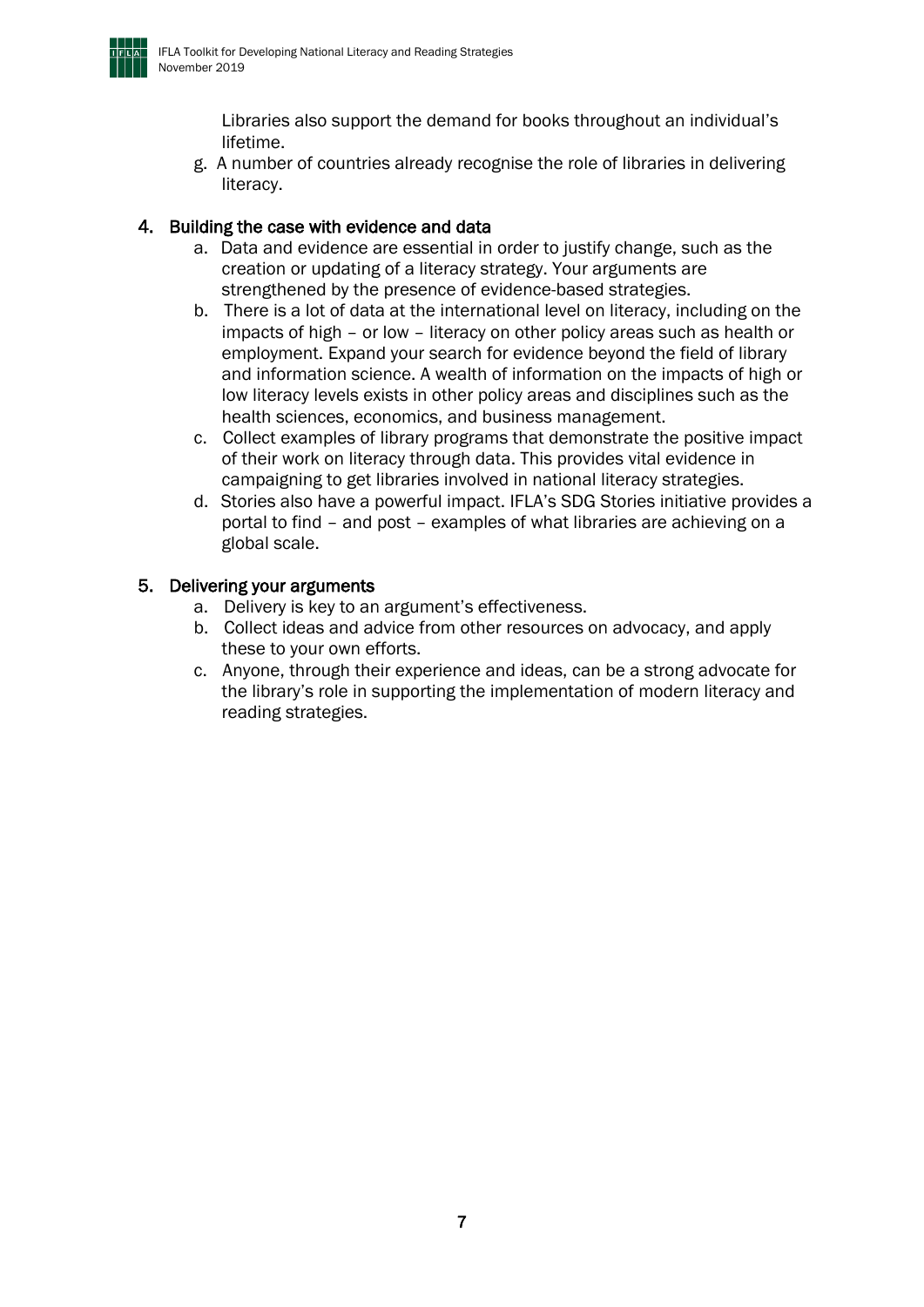Libraries also support the demand for books throughout an individual's lifetime.

g. A number of countries already recognise the role of libraries in delivering literacy.

## 4. Building the case with evidence and data

a. Data and evidence are essential in order to justify change, such as the creation or updating of a literacy strategy. Your arguments are strengthened by the presence of evidence-based strategies.

b. There is a lot of data at the international level on literacy, including on the impacts of high – or low – literacy on other policy areas such as health or employment. Expand your search for evidence beyond the field of library and information science. A wealth of information on the impacts of high or low literacy levels exists in other policy areas and disciplines such as the health sciences, economics, and business management.

c. Collect examples of library programs that demonstrate the positive impact of their work on literacy through data. This provides vital evidence in campaigning to get libraries involved in national literacy strategies.

d. Stories also have a powerful impact. IFLA's SDG Stories initiative provides a portal to find – and post – examples of what libraries are achieving on a global scale.

## 5. Delivering your arguments

a. Delivery is key to an argument's effectiveness.

b. Collect ideas and advice from other resources on advocacy, and apply these to your own efforts.

c. Anyone, through their experience and ideas, can be a strong advocate for the library's role in supporting the implementation of modern literacy and reading strategies.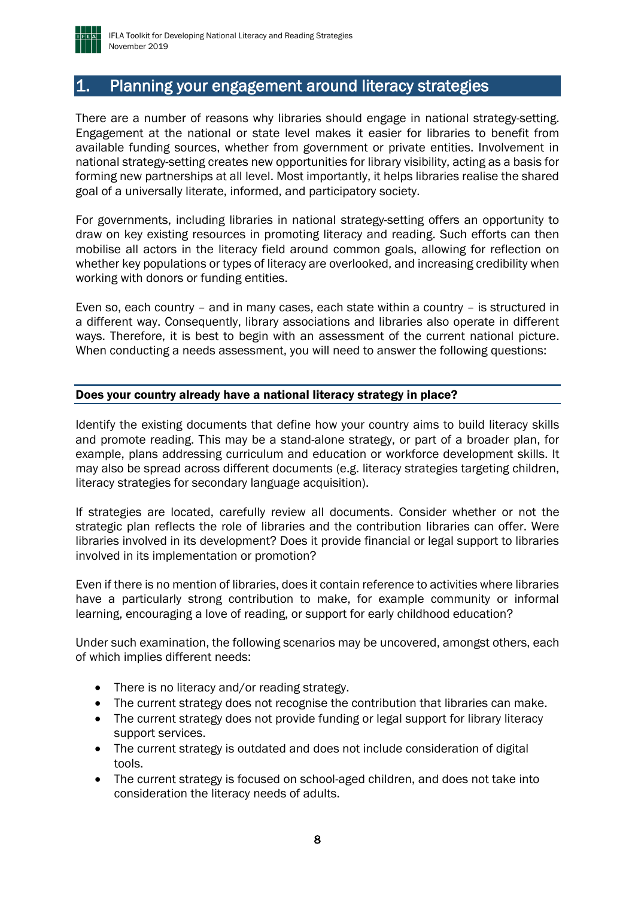## 1. Planning your engagement around literacy strategies

There are a number of reasons why libraries should engage in national strategy-setting. Engagement at the national or state level makes it easier for libraries to benefit from available funding sources, whether from government or private entities. Involvement in national strategy-setting creates new opportunities for library visibility, acting as a basis for forming new partnerships at all level. Most importantly, it helps libraries realise the shared goal of a universally literate, informed, and participatory society.

For governments, including libraries in national strategy-setting offers an opportunity to draw on key existing resources in promoting literacy and reading. Such efforts can then mobilise all actors in the literacy field around common goals, allowing for reflection on whether key populations or types of literacy are overlooked, and increasing credibility when working with donors or funding entities.

Even so, each country – and in many cases, each state within a country – is structured in a different way. Consequently, library associations and libraries also operate in different ways. Therefore, it is best to begin with an assessment of the current national picture. When conducting a needs assessment, you will need to answer the following questions:

#### Does your country already have a national literacy strategy in place?

Identify the existing documents that define how your country aims to build literacy skills and promote reading. This may be a stand-alone strategy, or part of a broader plan, for example, plans addressing curriculum and education or workforce development skills. It may also be spread across different documents (e.g. literacy strategies targeting children, literacy strategies for secondary language acquisition).

If strategies are located, carefully review all documents. Consider whether or not the strategic plan reflects the role of libraries and the contribution libraries can offer. Were libraries involved in its development? Does it provide financial or legal support to libraries involved in its implementation or promotion?

Even if there is no mention of libraries, does it contain reference to activities where libraries have a particularly strong contribution to make, for example community or informal learning, encouraging a love of reading, or support for early childhood education?

Under such examination, the following scenarios may be uncovered, amongst others, each of which implies different needs:

- There is no literacy and/or reading strategy.
- The current strategy does not recognise the contribution that libraries can make.
- The current strategy does not provide funding or legal support for library literacy support services.
- The current strategy is outdated and does not include consideration of digital tools.
- The current strategy is focused on school-aged children, and does not take into consideration the literacy needs of adults.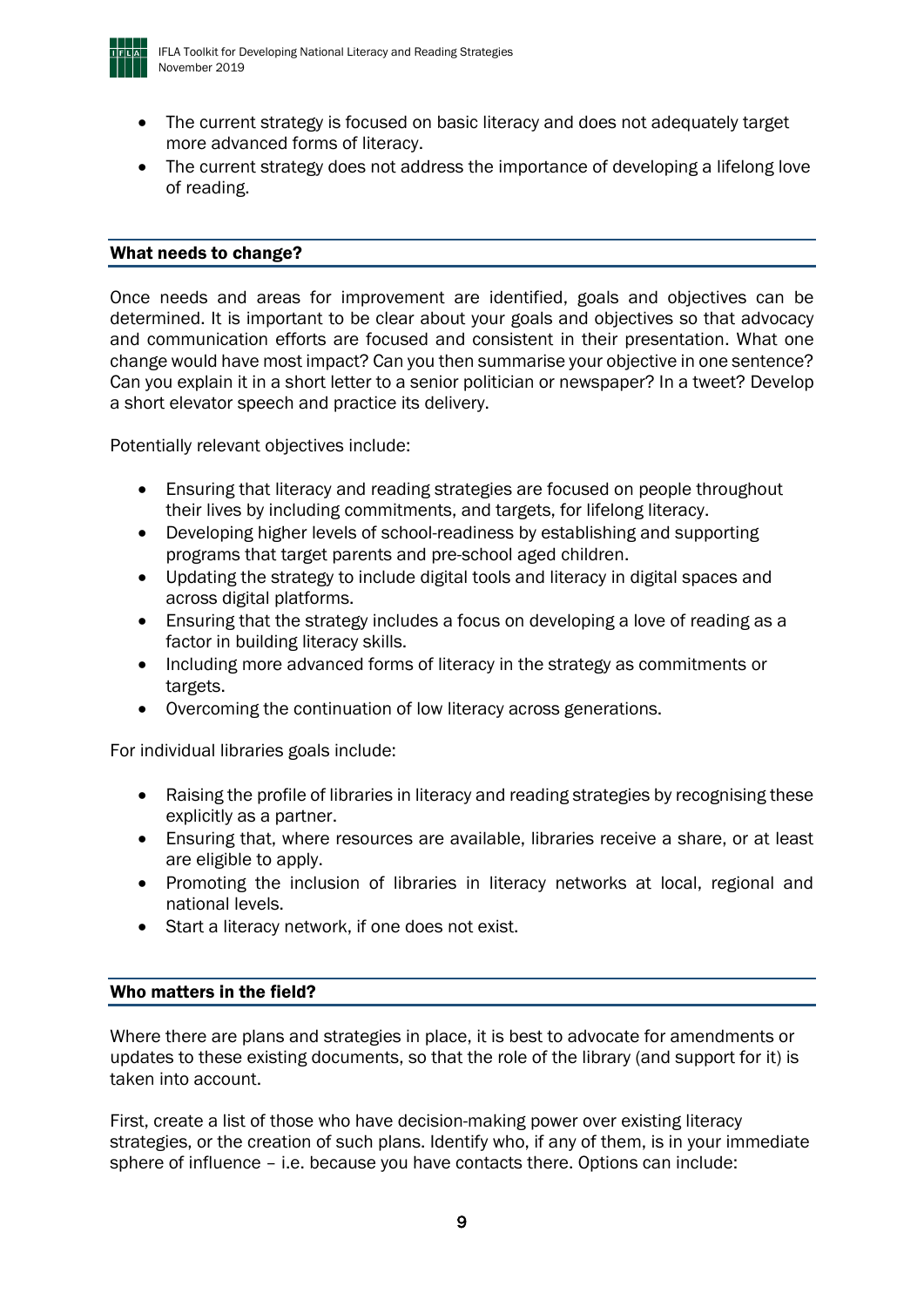- The current strategy is focused on basic literacy and does not adequately target more advanced forms of literacy.
- The current strategy does not address the importance of developing a lifelong love of reading.

## What needs to change?

Once needs and areas for improvement are identified, goals and objectives can be determined. It is important to be clear about your goals and objectives so that advocacy and communication efforts are focused and consistent in their presentation. What one change would have most impact? Can you then summarise your objective in one sentence? Can you explain it in a short letter to a senior politician or newspaper? In a tweet? Develop a short elevator speech and practice its delivery.

Potentially relevant objectives include:

- Ensuring that literacy and reading strategies are focused on people throughout their lives by including commitments, and targets, for lifelong literacy.
- Developing higher levels of school-readiness by establishing and supporting programs that target parents and pre-school aged children.
- Updating the strategy to include digital tools and literacy in digital spaces and across digital platforms.
- Ensuring that the strategy includes a focus on developing a love of reading as a factor in building literacy skills.
- Including more advanced forms of literacy in the strategy as commitments or targets.
- Overcoming the continuation of low literacy across generations.

For individual libraries goals include:

- Raising the profile of libraries in literacy and reading strategies by recognising these explicitly as a partner.
- Ensuring that, where resources are available, libraries receive a share, or at least are eligible to apply.
- Promoting the inclusion of libraries in literacy networks at local, regional and national levels.
- Start a literacy network, if one does not exist.

## Who matters in the field?

Where there are plans and strategies in place, it is best to advocate for amendments or updates to these existing documents, so that the role of the library (and support for it) is taken into account.

First, create a list of those who have decision-making power over existing literacy strategies, or the creation of such plans. Identify who, if any of them, is in your immediate sphere of influence – i.e. because you have contacts there. Options can include: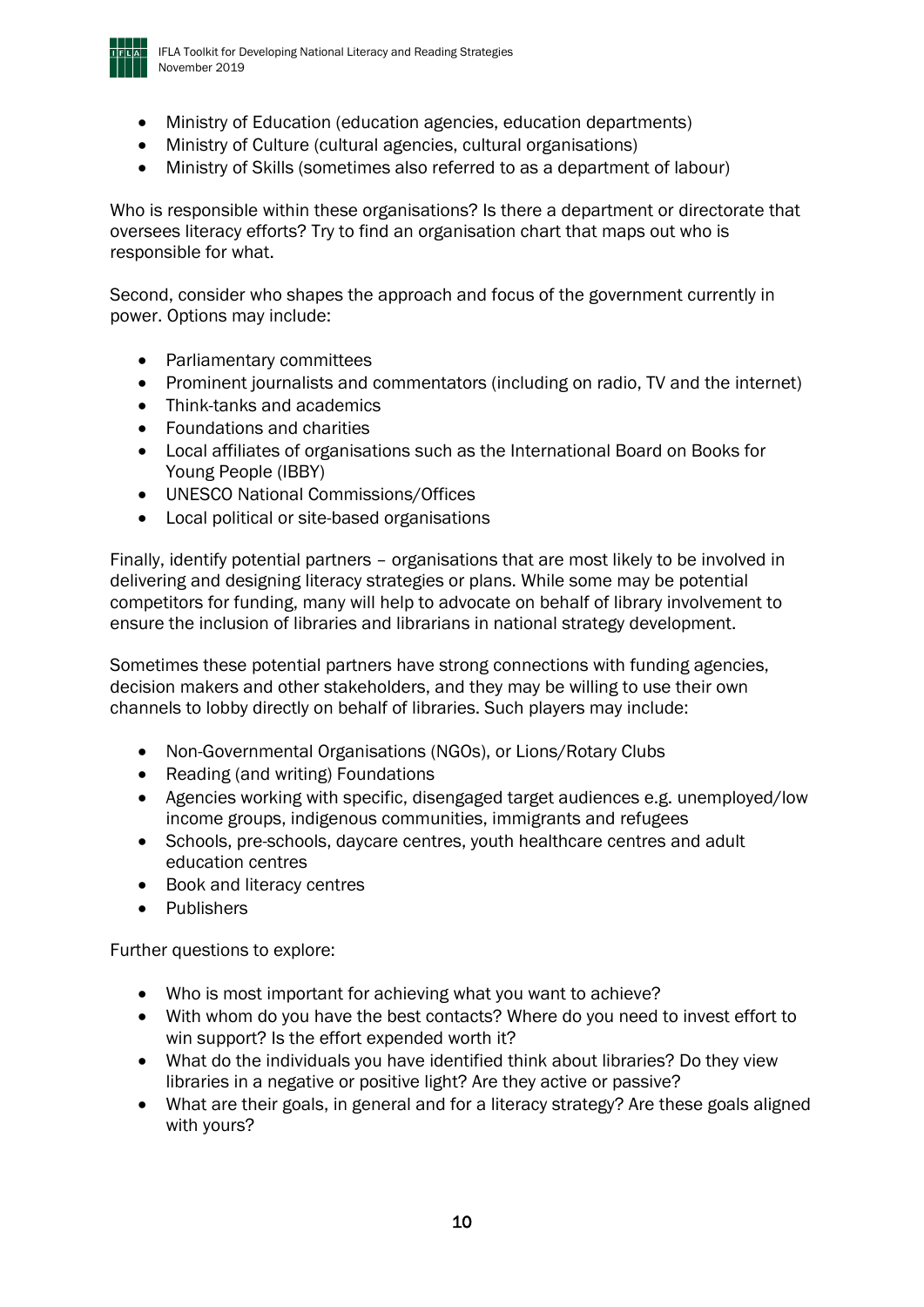- Ministry of Education (education agencies, education departments)
- Ministry of Culture (cultural agencies, cultural organisations)
- Ministry of Skills (sometimes also referred to as a department of labour)

Who is responsible within these organisations? Is there a department or directorate that oversees literacy efforts? Try to find an organisation chart that maps out who is responsible for what.

Second, consider who shapes the approach and focus of the government currently in power. Options may include:

- Parliamentary committees
- Prominent journalists and commentators (including on radio, TV and the internet)
- Think-tanks and academics
- Foundations and charities
- Local affiliates of organisations such as the International Board on Books for Young People (IBBY)
- UNESCO National Commissions/Offices
- Local political or site-based organisations

Finally, identify potential partners – organisations that are most likely to be involved in delivering and designing literacy strategies or plans. While some may be potential competitors for funding, many will help to advocate on behalf of library involvement to ensure the inclusion of libraries and librarians in national strategy development.

Sometimes these potential partners have strong connections with funding agencies, decision makers and other stakeholders, and they may be willing to use their own channels to lobby directly on behalf of libraries. Such players may include:

- Non-Governmental Organisations (NGOs), or Lions/Rotary Clubs
- Reading (and writing) Foundations
- Agencies working with specific, disengaged target audiences e.g. unemployed/low income groups, indigenous communities, immigrants and refugees
- Schools, pre-schools, daycare centres, youth healthcare centres and adult education centres
- Book and literacy centres
- Publishers

Further questions to explore:

- Who is most important for achieving what you want to achieve?
- With whom do you have the best contacts? Where do you need to invest effort to win support? Is the effort expended worth it?
- What do the individuals you have identified think about libraries? Do they view libraries in a negative or positive light? Are they active or passive?
- What are their goals, in general and for a literacy strategy? Are these goals aligned with yours?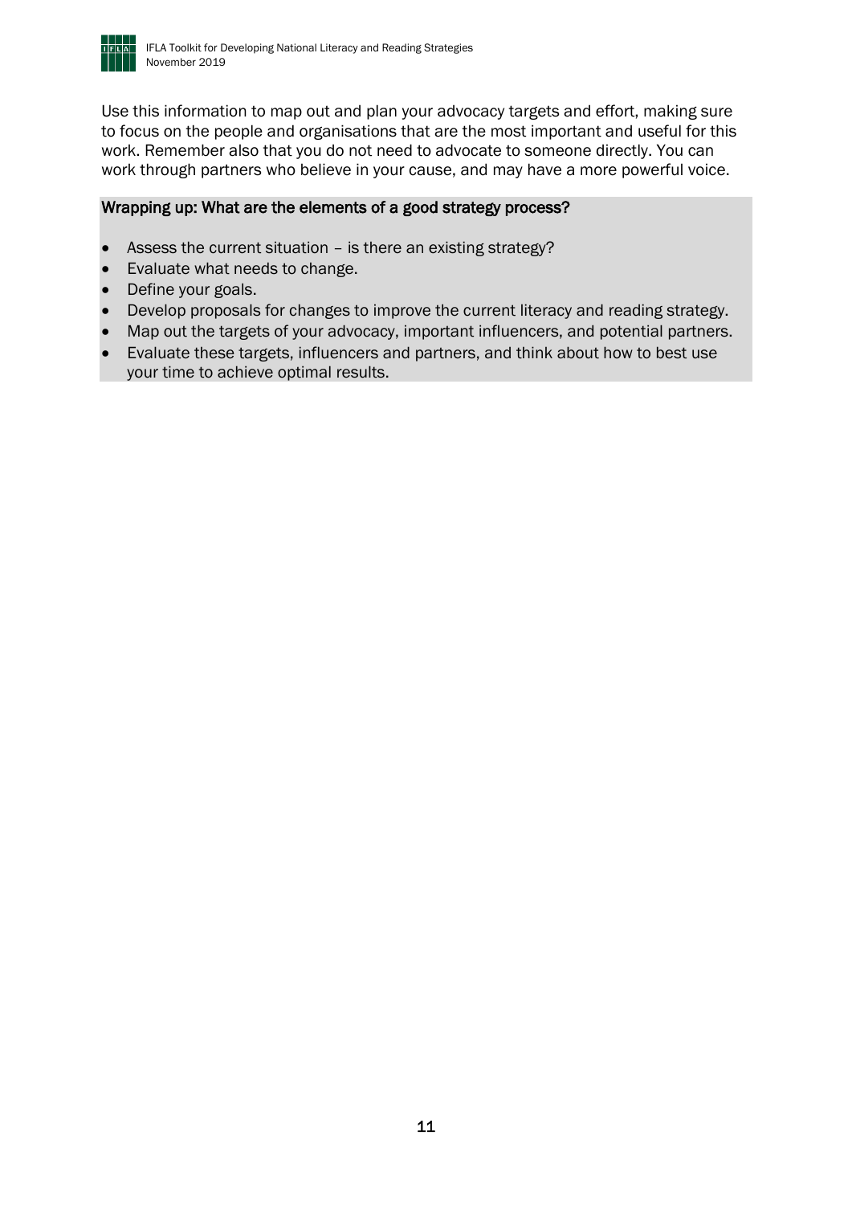Use this information to map out and plan your advocacy targets and effort, making sure to focus on the people and organisations that are the most important and useful for this work. Remember also that you do not need to advocate to someone directly. You can work through partners who believe in your cause, and may have a more powerful voice.

### Wrapping up: What are the elements of a good strategy process?

- Assess the current situation – is there an existing strategy?
- Evaluate what needs to change.
- Define your goals.
- Develop proposals for changes to improve the current literacy and reading strategy.
- Map out the targets of your advocacy, important influencers, and potential partners.
- Evaluate these targets, influencers and partners, and think about how to best use your time to achieve optimal results.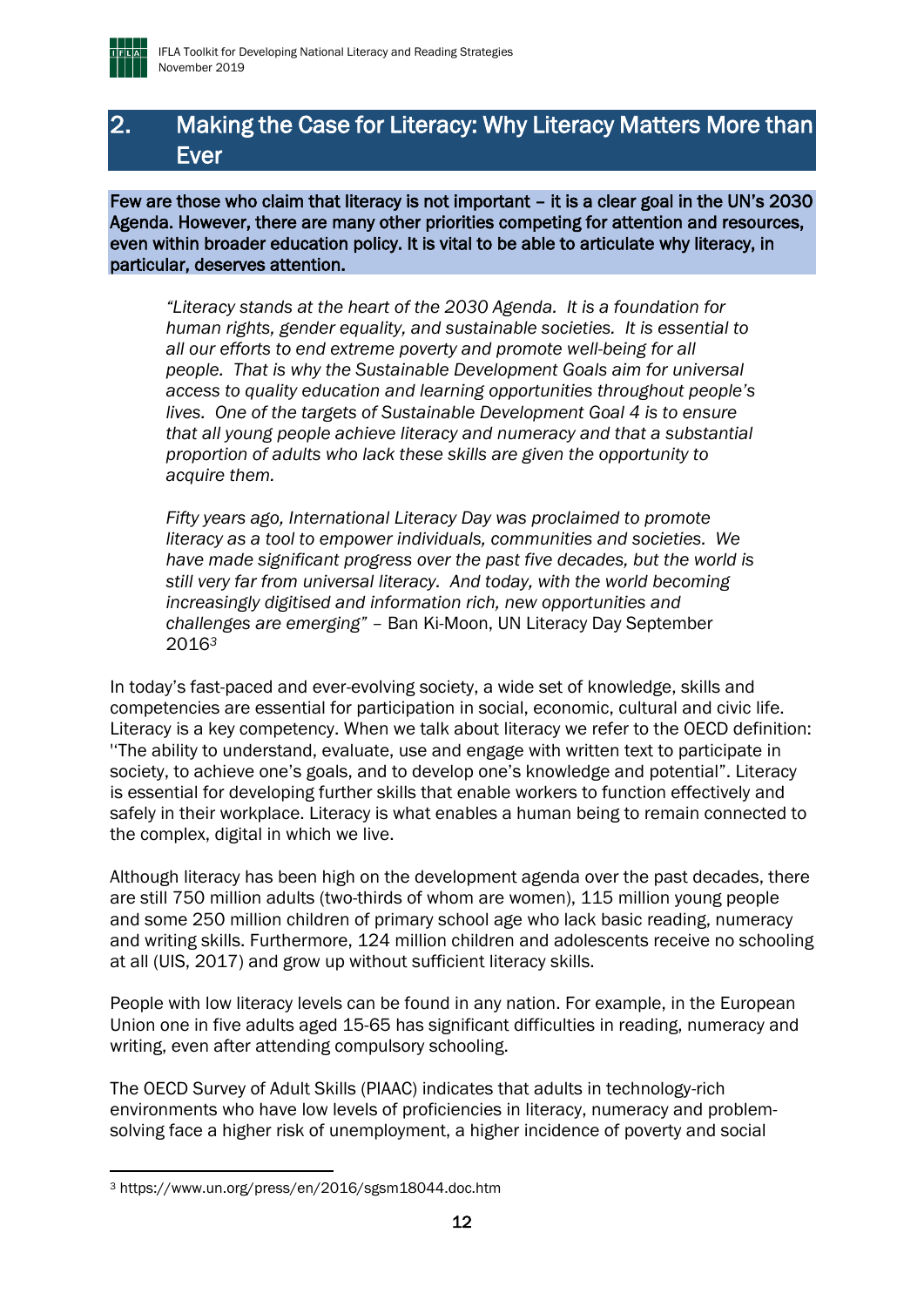## 2. Making the Case for Literacy: Why Literacy Matters More than Ever

**Few are those who claim that literacy is not important – it is a clear goal in the UN's 2030 Agenda. However, there are many other priorities competing for attention and resources, even within broader education policy. It is vital to be able to articulate why literacy, in particular, deserves attention.**

> *"Literacy stands at the heart of the 2030 Agenda. It is a foundation for human rights, gender equality, and sustainable societies. It is essential to all our efforts to end extreme poverty and promote well-being for all people. That is why the Sustainable Development Goals aim for universal access to quality education and learning opportunities throughout people's lives. One of the targets of Sustainable Development Goal 4 is to ensure that all young people achieve literacy and numeracy and that a substantial proportion of adults who lack these skills are given the opportunity to acquire them.*
>
> *Fifty years ago, International Literacy Day was proclaimed to promote literacy as a tool to empower individuals, communities and societies. We have made significant progress over the past five decades, but the world is still very far from universal literacy. And today, with the world becoming increasingly digitised and information rich, new opportunities and challenges are emerging"* – Ban Ki-Moon, UN Literacy Day September 2016[3]

In today's fast-paced and ever-evolving society, a wide set of knowledge, skills and competencies are essential for participation in social, economic, cultural and civic life. Literacy is a key competency. When we talk about literacy we refer to the OECD definition: ''The ability to understand, evaluate, use and engage with written text to participate in society, to achieve one's goals, and to develop one's knowledge and potential". Literacy is essential for developing further skills that enable workers to function effectively and safely in their workplace. Literacy is what enables a human being to remain connected to the complex, digital in which we live.

Although literacy has been high on the development agenda over the past decades, there are still 750 million adults (two-thirds of whom are women), 115 million young people and some 250 million children of primary school age who lack basic reading, numeracy and writing skills. Furthermore, 124 million children and adolescents receive no schooling at all (UIS, 2017) and grow up without sufficient literacy skills.

People with low literacy levels can be found in any nation. For example, in the European Union one in five adults aged 15-65 has significant difficulties in reading, numeracy and writing, even after attending compulsory schooling.

The OECD Survey of Adult Skills (PIAAC) indicates that adults in technology-rich environments who have low levels of proficiencies in literacy, numeracy and problem-solving face a higher risk of unemployment, a higher incidence of poverty and social

[3] https://www.un.org/press/en/2016/sgsm18044.doc.htm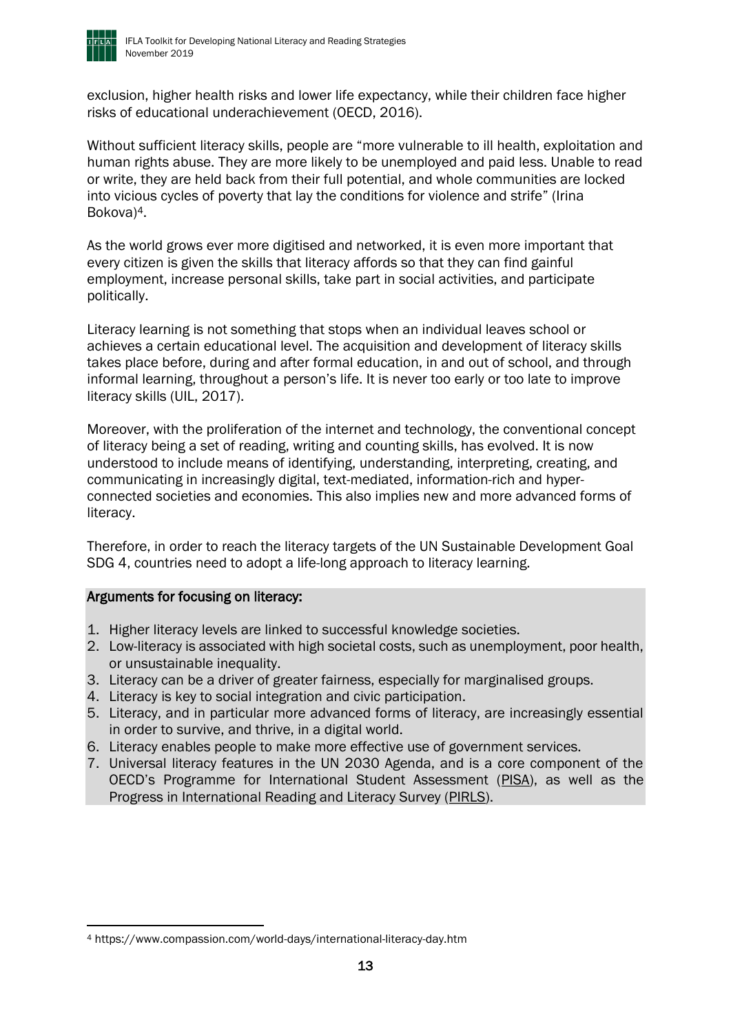exclusion, higher health risks and lower life expectancy, while their children face higher risks of educational underachievement (OECD, 2016).

Without sufficient literacy skills, people are "more vulnerable to ill health, exploitation and human rights abuse. They are more likely to be unemployed and paid less. Unable to read or write, they are held back from their full potential, and whole communities are locked into vicious cycles of poverty that lay the conditions for violence and strife" (Irina Bokova)[4].

As the world grows ever more digitised and networked, it is even more important that every citizen is given the skills that literacy affords so that they can find gainful employment, increase personal skills, take part in social activities, and participate politically.

Literacy learning is not something that stops when an individual leaves school or achieves a certain educational level. The acquisition and development of literacy skills takes place before, during and after formal education, in and out of school, and through informal learning, throughout a person's life. It is never too early or too late to improve literacy skills (UIL, 2017).

Moreover, with the proliferation of the internet and technology, the conventional concept of literacy being a set of reading, writing and counting skills, has evolved. It is now understood to include means of identifying, understanding, interpreting, creating, and communicating in increasingly digital, text-mediated, information-rich and hyper-connected societies and economies. This also implies new and more advanced forms of literacy.

Therefore, in order to reach the literacy targets of the UN Sustainable Development Goal SDG 4, countries need to adopt a life-long approach to literacy learning.

**Arguments for focusing on literacy:**

1. Higher literacy levels are linked to successful knowledge societies.
2. Low-literacy is associated with high societal costs, such as unemployment, poor health, or unsustainable inequality.
3. Literacy can be a driver of greater fairness, especially for marginalised groups.
4. Literacy is key to social integration and civic participation.
5. Literacy, and in particular more advanced forms of literacy, are increasingly essential in order to survive, and thrive, in a digital world.
6. Literacy enables people to make more effective use of government services.
7. Universal literacy features in the UN 2030 Agenda, and is a core component of the OECD's Programme for International Student Assessment (PISA), as well as the Progress in International Reading and Literacy Survey (PIRLS).

[4] https://www.compassion.com/world-days/international-literacy-day.htm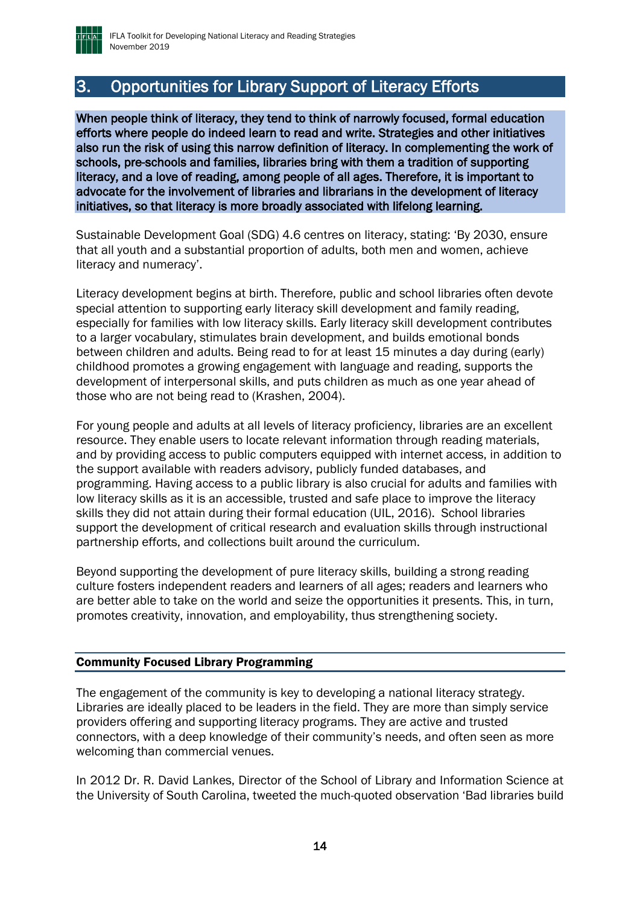## 3. Opportunities for Library Support of Literacy Efforts

**When people think of literacy, they tend to think of narrowly focused, formal education efforts where people do indeed learn to read and write. Strategies and other initiatives also run the risk of using this narrow definition of literacy. In complementing the work of schools, pre-schools and families, libraries bring with them a tradition of supporting literacy, and a love of reading, among people of all ages. Therefore, it is important to advocate for the involvement of libraries and librarians in the development of literacy initiatives, so that literacy is more broadly associated with lifelong learning.**

Sustainable Development Goal (SDG) 4.6 centres on literacy, stating: 'By 2030, ensure that all youth and a substantial proportion of adults, both men and women, achieve literacy and numeracy'.

Literacy development begins at birth. Therefore, public and school libraries often devote special attention to supporting early literacy skill development and family reading, especially for families with low literacy skills. Early literacy skill development contributes to a larger vocabulary, stimulates brain development, and builds emotional bonds between children and adults. Being read to for at least 15 minutes a day during (early) childhood promotes a growing engagement with language and reading, supports the development of interpersonal skills, and puts children as much as one year ahead of those who are not being read to (Krashen, 2004).

For young people and adults at all levels of literacy proficiency, libraries are an excellent resource. They enable users to locate relevant information through reading materials, and by providing access to public computers equipped with internet access, in addition to the support available with readers advisory, publicly funded databases, and programming. Having access to a public library is also crucial for adults and families with low literacy skills as it is an accessible, trusted and safe place to improve the literacy skills they did not attain during their formal education (UIL, 2016). School libraries support the development of critical research and evaluation skills through instructional partnership efforts, and collections built around the curriculum.

Beyond supporting the development of pure literacy skills, building a strong reading culture fosters independent readers and learners of all ages; readers and learners who are better able to take on the world and seize the opportunities it presents. This, in turn, promotes creativity, innovation, and employability, thus strengthening society.

### Community Focused Library Programming

The engagement of the community is key to developing a national literacy strategy. Libraries are ideally placed to be leaders in the field. They are more than simply service providers offering and supporting literacy programs. They are active and trusted connectors, with a deep knowledge of their community's needs, and often seen as more welcoming than commercial venues.

In 2012 Dr. R. David Lankes, Director of the School of Library and Information Science at the University of South Carolina, tweeted the much-quoted observation 'Bad libraries build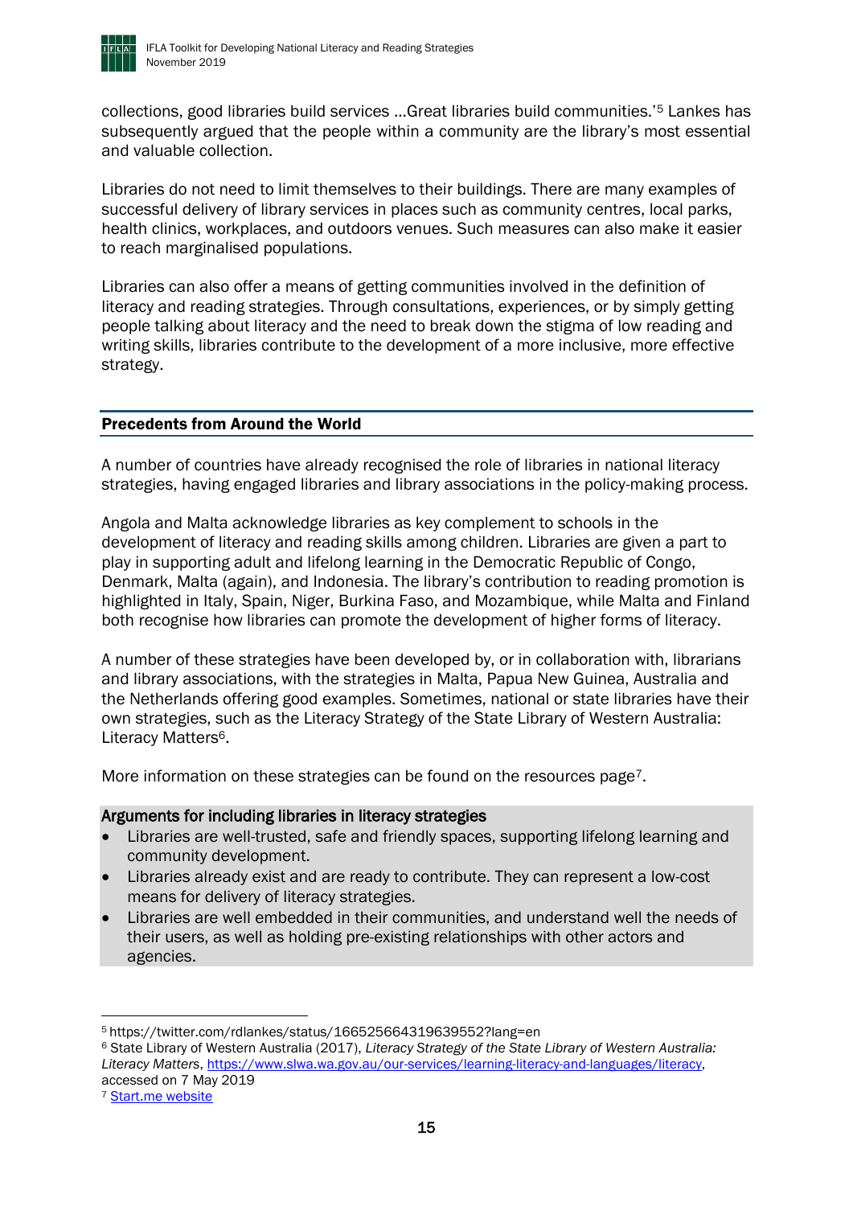collections, good libraries build services …Great libraries build communities.'[5] Lankes has subsequently argued that the people within a community are the library's most essential and valuable collection.

Libraries do not need to limit themselves to their buildings. There are many examples of successful delivery of library services in places such as community centres, local parks, health clinics, workplaces, and outdoors venues. Such measures can also make it easier to reach marginalised populations.

Libraries can also offer a means of getting communities involved in the definition of literacy and reading strategies. Through consultations, experiences, or by simply getting people talking about literacy and the need to break down the stigma of low reading and writing skills, libraries contribute to the development of a more inclusive, more effective strategy.

## Precedents from Around the World

A number of countries have already recognised the role of libraries in national literacy strategies, having engaged libraries and library associations in the policy-making process.

Angola and Malta acknowledge libraries as key complement to schools in the development of literacy and reading skills among children. Libraries are given a part to play in supporting adult and lifelong learning in the Democratic Republic of Congo, Denmark, Malta (again), and Indonesia. The library's contribution to reading promotion is highlighted in Italy, Spain, Niger, Burkina Faso, and Mozambique, while Malta and Finland both recognise how libraries can promote the development of higher forms of literacy.

A number of these strategies have been developed by, or in collaboration with, librarians and library associations, with the strategies in Malta, Papua New Guinea, Australia and the Netherlands offering good examples. Sometimes, national or state libraries have their own strategies, such as the Literacy Strategy of the State Library of Western Australia: Literacy Matters[6].

More information on these strategies can be found on the resources page[7].

### Arguments for including libraries in literacy strategies

- Libraries are well-trusted, safe and friendly spaces, supporting lifelong learning and community development.
- Libraries already exist and are ready to contribute. They can represent a low-cost means for delivery of literacy strategies.
- Libraries are well embedded in their communities, and understand well the needs of their users, as well as holding pre-existing relationships with other actors and agencies.

---

[5] https://twitter.com/rdlankes/status/166525664319639552?lang=en

[6] State Library of Western Australia (2017), *Literacy Strategy of the State Library of Western Australia: Literacy Matters*, https://www.slwa.wa.gov.au/our-services/learning-literacy-and-languages/literacy, accessed on 7 May 2019

[7] Start.me website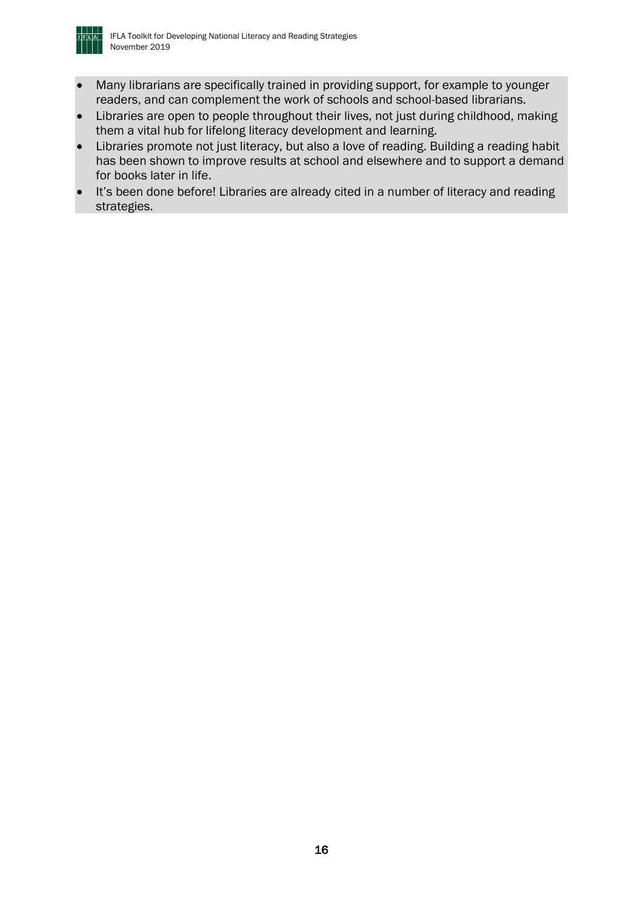- Many librarians are specifically trained in providing support, for example to younger readers, and can complement the work of schools and school-based librarians.
- Libraries are open to people throughout their lives, not just during childhood, making them a vital hub for lifelong literacy development and learning.
- Libraries promote not just literacy, but also a love of reading. Building a reading habit has been shown to improve results at school and elsewhere and to support a demand for books later in life.
- It's been done before! Libraries are already cited in a number of literacy and reading strategies.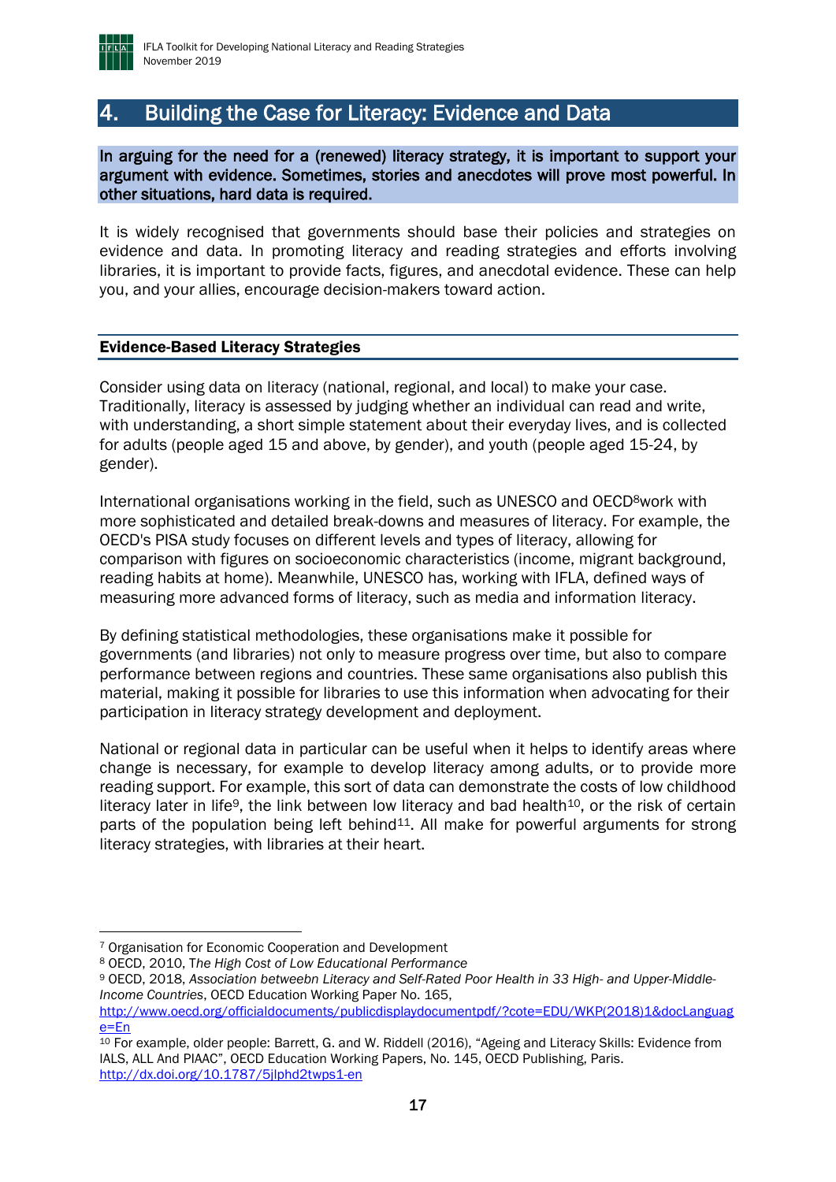# 4. Building the Case for Literacy: Evidence and Data

**In arguing for the need for a (renewed) literacy strategy, it is important to support your argument with evidence. Sometimes, stories and anecdotes will prove most powerful. In other situations, hard data is required.**

It is widely recognised that governments should base their policies and strategies on evidence and data. In promoting literacy and reading strategies and efforts involving libraries, it is important to provide facts, figures, and anecdotal evidence. These can help you, and your allies, encourage decision-makers toward action.

## Evidence-Based Literacy Strategies

Consider using data on literacy (national, regional, and local) to make your case. Traditionally, literacy is assessed by judging whether an individual can read and write, with understanding, a short simple statement about their everyday lives, and is collected for adults (people aged 15 and above, by gender), and youth (people aged 15-24, by gender).

International organisations working in the field, such as UNESCO and OECD[8]work with more sophisticated and detailed break-downs and measures of literacy. For example, the OECD's PISA study focuses on different levels and types of literacy, allowing for comparison with figures on socioeconomic characteristics (income, migrant background, reading habits at home). Meanwhile, UNESCO has, working with IFLA, defined ways of measuring more advanced forms of literacy, such as media and information literacy.

By defining statistical methodologies, these organisations make it possible for governments (and libraries) not only to measure progress over time, but also to compare performance between regions and countries. These same organisations also publish this material, making it possible for libraries to use this information when advocating for their participation in literacy strategy development and deployment.

National or regional data in particular can be useful when it helps to identify areas where change is necessary, for example to develop literacy among adults, or to provide more reading support. For example, this sort of data can demonstrate the costs of low childhood literacy later in life[9], the link between low literacy and bad health[10], or the risk of certain parts of the population being left behind[11]. All make for powerful arguments for strong literacy strategies, with libraries at their heart.

---

[7] Organisation for Economic Cooperation and Development

[8] OECD, 2010, The *High Cost of Low Educational Performance*

[9] OECD, 2018, *Association betweebn Literacy and Self-Rated Poor Health in 33 High- and Upper-Middle-Income Countries*, OECD Education Working Paper No. 165, http://www.oecd.org/officialdocuments/publicdisplaydocumentpdf/?cote=EDU/WKP(2018)1&docLanguage=En

[10] For example, older people: Barrett, G. and W. Riddell (2016), "Ageing and Literacy Skills: Evidence from IALS, ALL And PIAAC", OECD Education Working Papers, No. 145, OECD Publishing, Paris. http://dx.doi.org/10.1787/5jlphd2twps1-en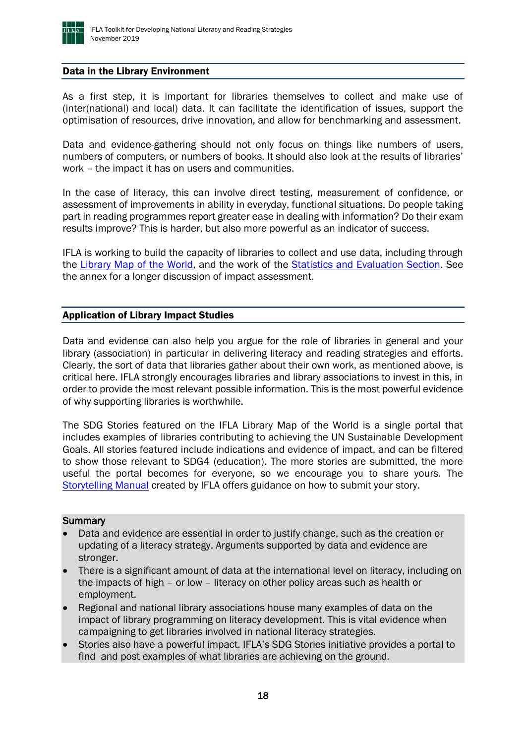## Data in the Library Environment

As a first step, it is important for libraries themselves to collect and make use of (inter(national) and local) data. It can facilitate the identification of issues, support the optimisation of resources, drive innovation, and allow for benchmarking and assessment.

Data and evidence-gathering should not only focus on things like numbers of users, numbers of computers, or numbers of books. It should also look at the results of libraries' work – the impact it has on users and communities.

In the case of literacy, this can involve direct testing, measurement of confidence, or assessment of improvements in ability in everyday, functional situations. Do people taking part in reading programmes report greater ease in dealing with information? Do their exam results improve? This is harder, but also more powerful as an indicator of success.

IFLA is working to build the capacity of libraries to collect and use data, including through the Library Map of the World, and the work of the Statistics and Evaluation Section. See the annex for a longer discussion of impact assessment.

## Application of Library Impact Studies

Data and evidence can also help you argue for the role of libraries in general and your library (association) in particular in delivering literacy and reading strategies and efforts. Clearly, the sort of data that libraries gather about their own work, as mentioned above, is critical here. IFLA strongly encourages libraries and library associations to invest in this, in order to provide the most relevant possible information. This is the most powerful evidence of why supporting libraries is worthwhile.

The SDG Stories featured on the IFLA Library Map of the World is a single portal that includes examples of libraries contributing to achieving the UN Sustainable Development Goals. All stories featured include indications and evidence of impact, and can be filtered to show those relevant to SDG4 (education). The more stories are submitted, the more useful the portal becomes for everyone, so we encourage you to share yours. The Storytelling Manual created by IFLA offers guidance on how to submit your story.

**Summary**

- Data and evidence are essential in order to justify change, such as the creation or updating of a literacy strategy. Arguments supported by data and evidence are stronger.
- There is a significant amount of data at the international level on literacy, including on the impacts of high – or low – literacy on other policy areas such as health or employment.
- Regional and national library associations house many examples of data on the impact of library programming on literacy development. This is vital evidence when campaigning to get libraries involved in national literacy strategies.
- Stories also have a powerful impact. IFLA's SDG Stories initiative provides a portal to find and post examples of what libraries are achieving on the ground.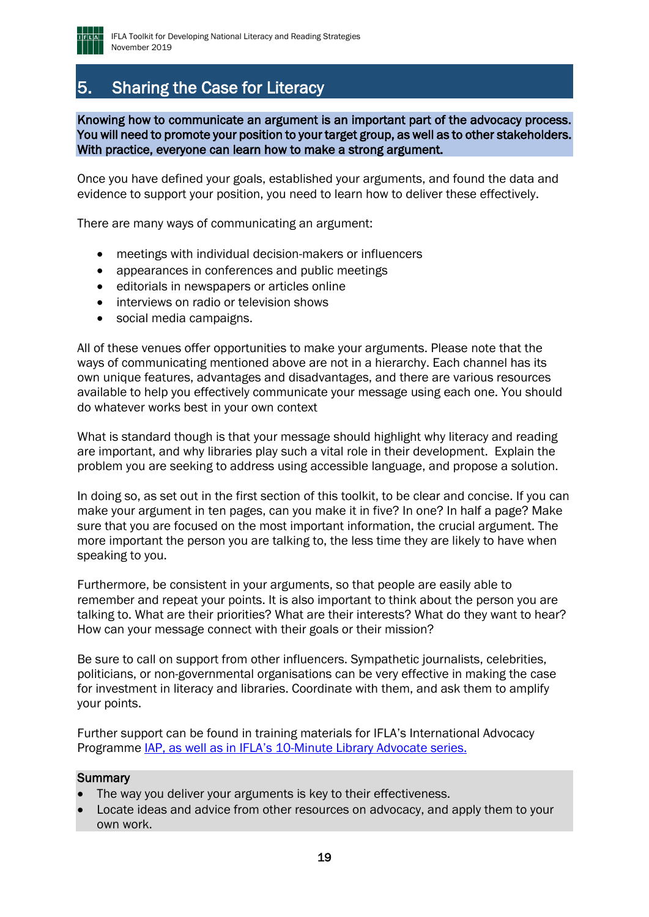# 5. Sharing the Case for Literacy

**Knowing how to communicate an argument is an important part of the advocacy process. You will need to promote your position to your target group, as well as to other stakeholders. With practice, everyone can learn how to make a strong argument.**

Once you have defined your goals, established your arguments, and found the data and evidence to support your position, you need to learn how to deliver these effectively.

There are many ways of communicating an argument:

- meetings with individual decision-makers or influencers
- appearances in conferences and public meetings
- editorials in newspapers or articles online
- interviews on radio or television shows
- social media campaigns.

All of these venues offer opportunities to make your arguments. Please note that the ways of communicating mentioned above are not in a hierarchy. Each channel has its own unique features, advantages and disadvantages, and there are various resources available to help you effectively communicate your message using each one. You should do whatever works best in your own context

What is standard though is that your message should highlight why literacy and reading are important, and why libraries play such a vital role in their development. Explain the problem you are seeking to address using accessible language, and propose a solution.

In doing so, as set out in the first section of this toolkit, to be clear and concise. If you can make your argument in ten pages, can you make it in five? In one? In half a page? Make sure that you are focused on the most important information, the crucial argument. The more important the person you are talking to, the less time they are likely to have when speaking to you.

Furthermore, be consistent in your arguments, so that people are easily able to remember and repeat your points. It is also important to think about the person you are talking to. What are their priorities? What are their interests? What do they want to hear? How can your message connect with their goals or their mission?

Be sure to call on support from other influencers. Sympathetic journalists, celebrities, politicians, or non-governmental organisations can be very effective in making the case for investment in literacy and libraries. Coordinate with them, and ask them to amplify your points.

Further support can be found in training materials for IFLA's International Advocacy Programme [IAP, as well as in IFLA's 10-Minute Library Advocate series.]

**Summary**

- The way you deliver your arguments is key to their effectiveness.
- Locate ideas and advice from other resources on advocacy, and apply them to your own work.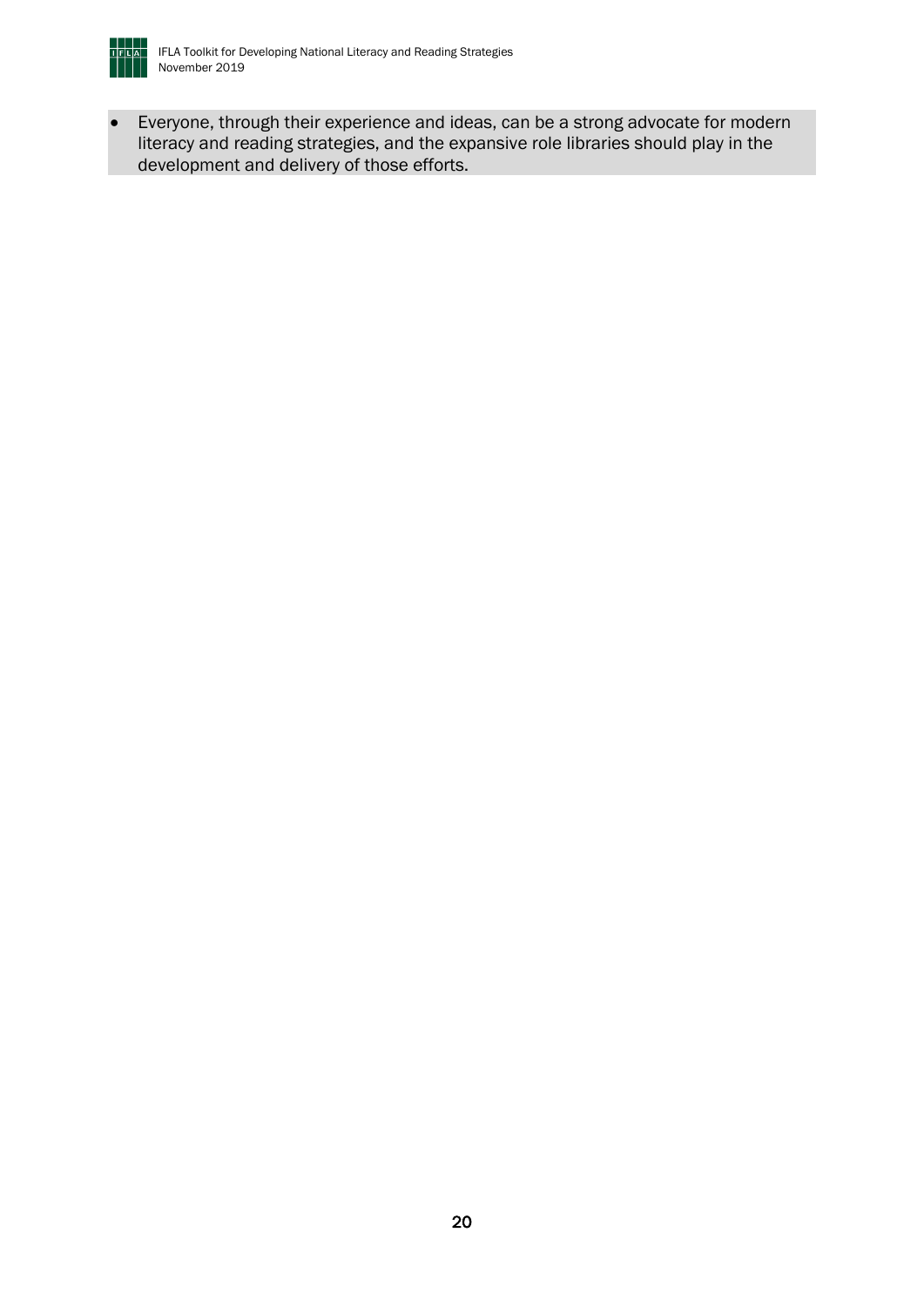- Everyone, through their experience and ideas, can be a strong advocate for modern literacy and reading strategies, and the expansive role libraries should play in the development and delivery of those efforts.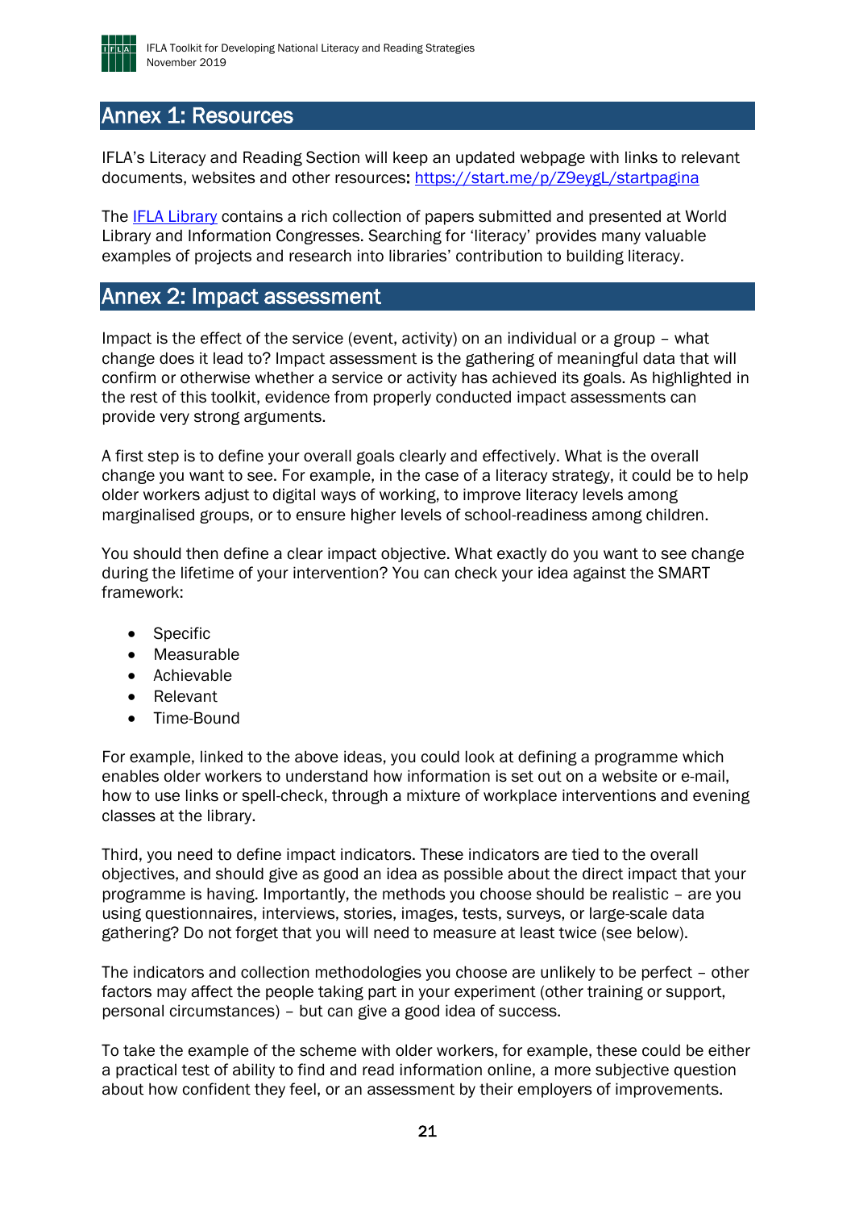## Annex 1: Resources

IFLA's Literacy and Reading Section will keep an updated webpage with links to relevant documents, websites and other resources: [https://start.me/p/Z9eygL/startpagina](https://start.me/p/Z9eygL/startpagina)

The [IFLA Library](IFLA Library) contains a rich collection of papers submitted and presented at World Library and Information Congresses. Searching for 'literacy' provides many valuable examples of projects and research into libraries' contribution to building literacy.

## Annex 2: Impact assessment

Impact is the effect of the service (event, activity) on an individual or a group – what change does it lead to? Impact assessment is the gathering of meaningful data that will confirm or otherwise whether a service or activity has achieved its goals. As highlighted in the rest of this toolkit, evidence from properly conducted impact assessments can provide very strong arguments.

A first step is to define your overall goals clearly and effectively. What is the overall change you want to see. For example, in the case of a literacy strategy, it could be to help older workers adjust to digital ways of working, to improve literacy levels among marginalised groups, or to ensure higher levels of school-readiness among children.

You should then define a clear impact objective. What exactly do you want to see change during the lifetime of your intervention? You can check your idea against the SMART framework:

- Specific
- Measurable
- Achievable
- Relevant
- Time-Bound

For example, linked to the above ideas, you could look at defining a programme which enables older workers to understand how information is set out on a website or e-mail, how to use links or spell-check, through a mixture of workplace interventions and evening classes at the library.

Third, you need to define impact indicators. These indicators are tied to the overall objectives, and should give as good an idea as possible about the direct impact that your programme is having. Importantly, the methods you choose should be realistic – are you using questionnaires, interviews, stories, images, tests, surveys, or large-scale data gathering? Do not forget that you will need to measure at least twice (see below).

The indicators and collection methodologies you choose are unlikely to be perfect – other factors may affect the people taking part in your experiment (other training or support, personal circumstances) – but can give a good idea of success.

To take the example of the scheme with older workers, for example, these could be either a practical test of ability to find and read information online, a more subjective question about how confident they feel, or an assessment by their employers of improvements.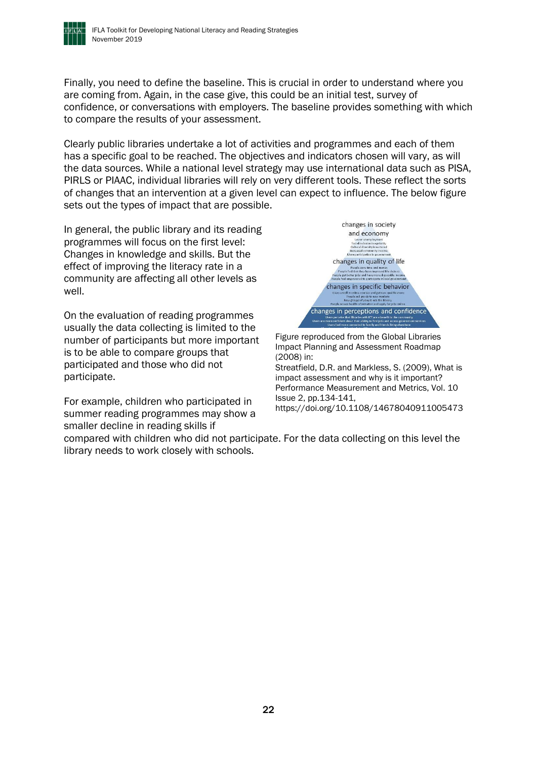Finally, you need to define the baseline. This is crucial in order to understand where you are coming from. Again, in the case give, this could be an initial test, survey of confidence, or conversations with employers. The baseline provides something with which to compare the results of your assessment.

Clearly public libraries undertake a lot of activities and programmes and each of them has a specific goal to be reached. The objectives and indicators chosen will vary, as will the data sources. While a national level strategy may use international data such as PISA, PIRLS or PIAAC, individual libraries will rely on very different tools. These reflect the sorts of changes that an intervention at a given level can expect to influence. The below figure sets out the types of impact that are possible.

In general, the public library and its reading programmes will focus on the first level: Changes in knowledge and skills. But the effect of improving the literacy rate in a community are affecting all other levels as well.

On the evaluation of reading programmes usually the data collecting is limited to the number of participants but more important is to be able to compare groups that participated and those who did not participate.

For example, children who participated in summer reading programmes may show a smaller decline in reading skills if compared with children who did not participate. For the data collecting on this level the library needs to work closely with schools.

changes in society and economy

changes in quality of life

changes in specific behavior

changes in perceptions and confidence

Figure reproduced from the Global Libraries Impact Planning and Assessment Roadmap (2008) in:
Streatfield, D.R. and Markless, S. (2009), What is impact assessment and why is it important? Performance Measurement and Metrics, Vol. 10 Issue 2, pp.134-141, https://doi.org/10.1108/14678040911005473